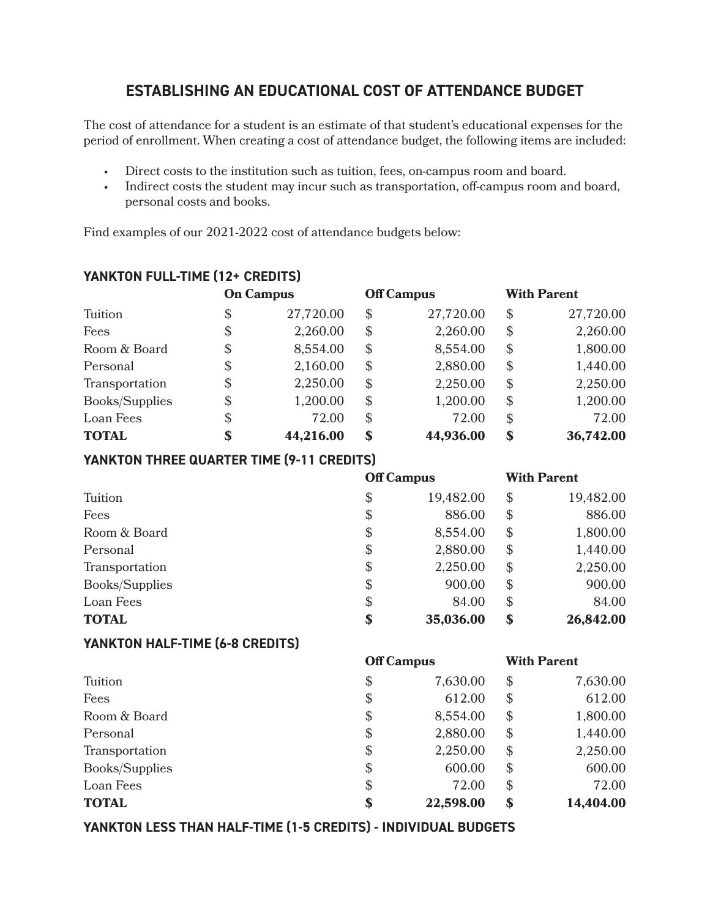# ESTABLISHING AN EDUCATIONAL COST OF ATTENDANCE BUDGET

The cost of attendance for a student is an estimate of that student's educational expenses for the period of enrollment. When creating a cost of attendance budget, the following items are included:

- Direct costs to the institution such as tuition, fees, on-campus room and board.
- Indirect costs the student may incur such as transportation, off-campus room and board, personal costs and books.

Find examples of our 2021-2022 cost of attendance budgets below:

## YANKTON FULL-TIME (12+ CREDITS)

| | On Campus | Off Campus | With Parent |
|---|---|---|---|
| Tuition | $ 27,720.00 | $ 27,720.00 | $ 27,720.00 |
| Fees | $ 2,260.00 | $ 2,260.00 | $ 2,260.00 |
| Room & Board | $ 8,554.00 | $ 8,554.00 | $ 1,800.00 |
| Personal | $ 2,160.00 | $ 2,880.00 | $ 1,440.00 |
| Transportation | $ 2,250.00 | $ 2,250.00 | $ 2,250.00 |
| Books/Supplies | $ 1,200.00 | $ 1,200.00 | $ 1,200.00 |
| Loan Fees | $ 72.00 | $ 72.00 | $ 72.00 |
| **TOTAL** | **$ 44,216.00** | **$ 44,936.00** | **$ 36,742.00** |

## YANKTON THREE QUARTER TIME (9-11 CREDITS)

| | Off Campus | With Parent |
|---|---|---|
| Tuition | $ 19,482.00 | $ 19,482.00 |
| Fees | $ 886.00 | $ 886.00 |
| Room & Board | $ 8,554.00 | $ 1,800.00 |
| Personal | $ 2,880.00 | $ 1,440.00 |
| Transportation | $ 2,250.00 | $ 2,250.00 |
| Books/Supplies | $ 900.00 | $ 900.00 |
| Loan Fees | $ 84.00 | $ 84.00 |
| **TOTAL** | **$ 35,036.00** | **$ 26,842.00** |

## YANKTON HALF-TIME (6-8 CREDITS)

| | Off Campus | With Parent |
|---|---|---|
| Tuition | $ 7,630.00 | $ 7,630.00 |
| Fees | $ 612.00 | $ 612.00 |
| Room & Board | $ 8,554.00 | $ 1,800.00 |
| Personal | $ 2,880.00 | $ 1,440.00 |
| Transportation | $ 2,250.00 | $ 2,250.00 |
| Books/Supplies | $ 600.00 | $ 600.00 |
| Loan Fees | $ 72.00 | $ 72.00 |
| **TOTAL** | **$ 22,598.00** | **$ 14,404.00** |

## YANKTON LESS THAN HALF-TIME (1-5 CREDITS) - INDIVIDUAL BUDGETS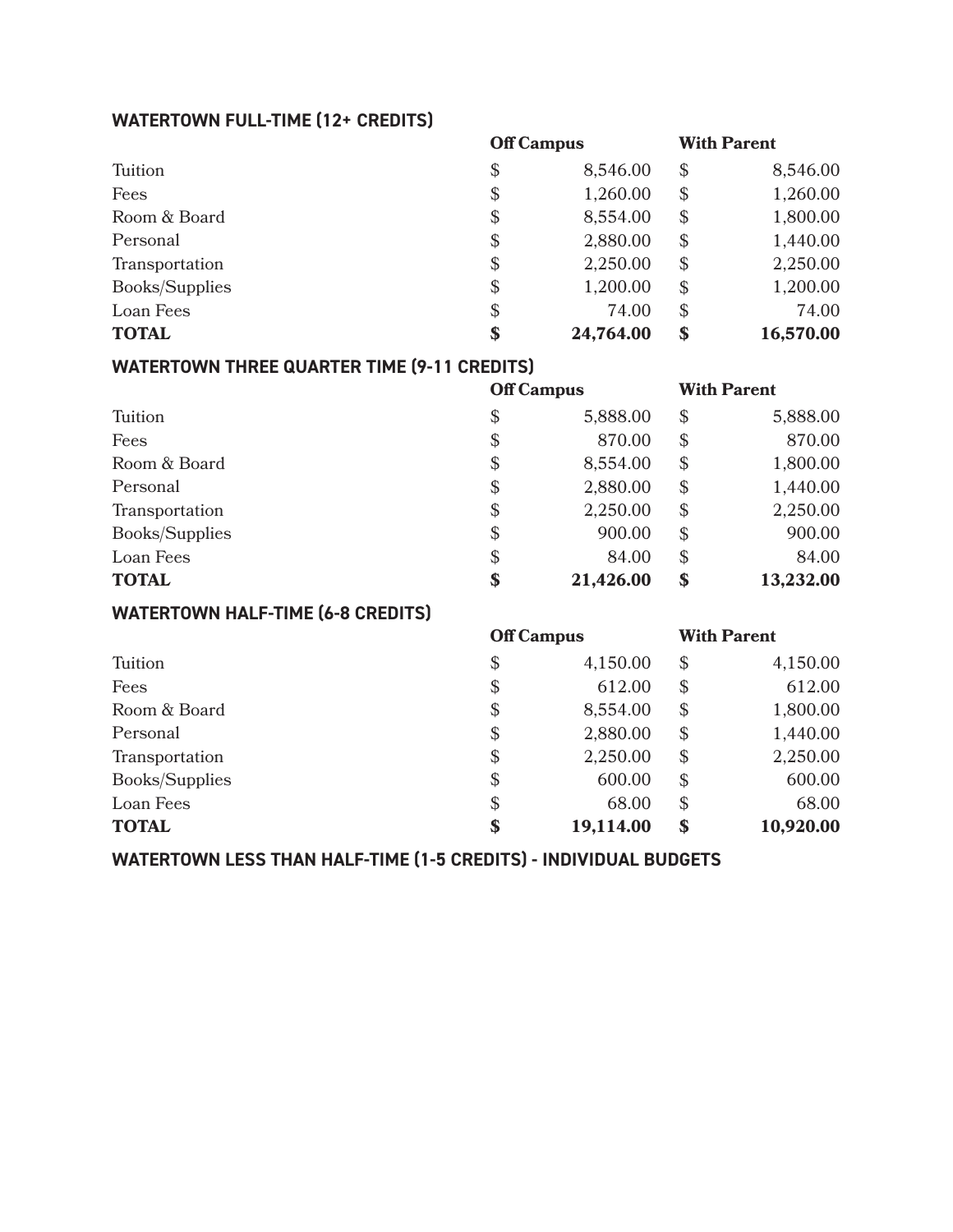### WATERTOWN FULL-TIME (12+ CREDITS)

| | Off Campus | With Parent |
|---|---|---|
| Tuition | $ 8,546.00 | $ 8,546.00 |
| Fees | $ 1,260.00 | $ 1,260.00 |
| Room & Board | $ 8,554.00 | $ 1,800.00 |
| Personal | $ 2,880.00 | $ 1,440.00 |
| Transportation | $ 2,250.00 | $ 2,250.00 |
| Books/Supplies | $ 1,200.00 | $ 1,200.00 |
| Loan Fees | $ 74.00 | $ 74.00 |
| **TOTAL** | **$ 24,764.00** | **$ 16,570.00** |

### WATERTOWN THREE QUARTER TIME (9-11 CREDITS)

| | Off Campus | With Parent |
|---|---|---|
| Tuition | $ 5,888.00 | $ 5,888.00 |
| Fees | $ 870.00 | $ 870.00 |
| Room & Board | $ 8,554.00 | $ 1,800.00 |
| Personal | $ 2,880.00 | $ 1,440.00 |
| Transportation | $ 2,250.00 | $ 2,250.00 |
| Books/Supplies | $ 900.00 | $ 900.00 |
| Loan Fees | $ 84.00 | $ 84.00 |
| **TOTAL** | **$ 21,426.00** | **$ 13,232.00** |

### WATERTOWN HALF-TIME (6-8 CREDITS)

| | Off Campus | With Parent |
|---|---|---|
| Tuition | $ 4,150.00 | $ 4,150.00 |
| Fees | $ 612.00 | $ 612.00 |
| Room & Board | $ 8,554.00 | $ 1,800.00 |
| Personal | $ 2,880.00 | $ 1,440.00 |
| Transportation | $ 2,250.00 | $ 2,250.00 |
| Books/Supplies | $ 600.00 | $ 600.00 |
| Loan Fees | $ 68.00 | $ 68.00 |
| **TOTAL** | **$ 19,114.00** | **$ 10,920.00** |

### WATERTOWN LESS THAN HALF-TIME (1-5 CREDITS) - INDIVIDUAL BUDGETS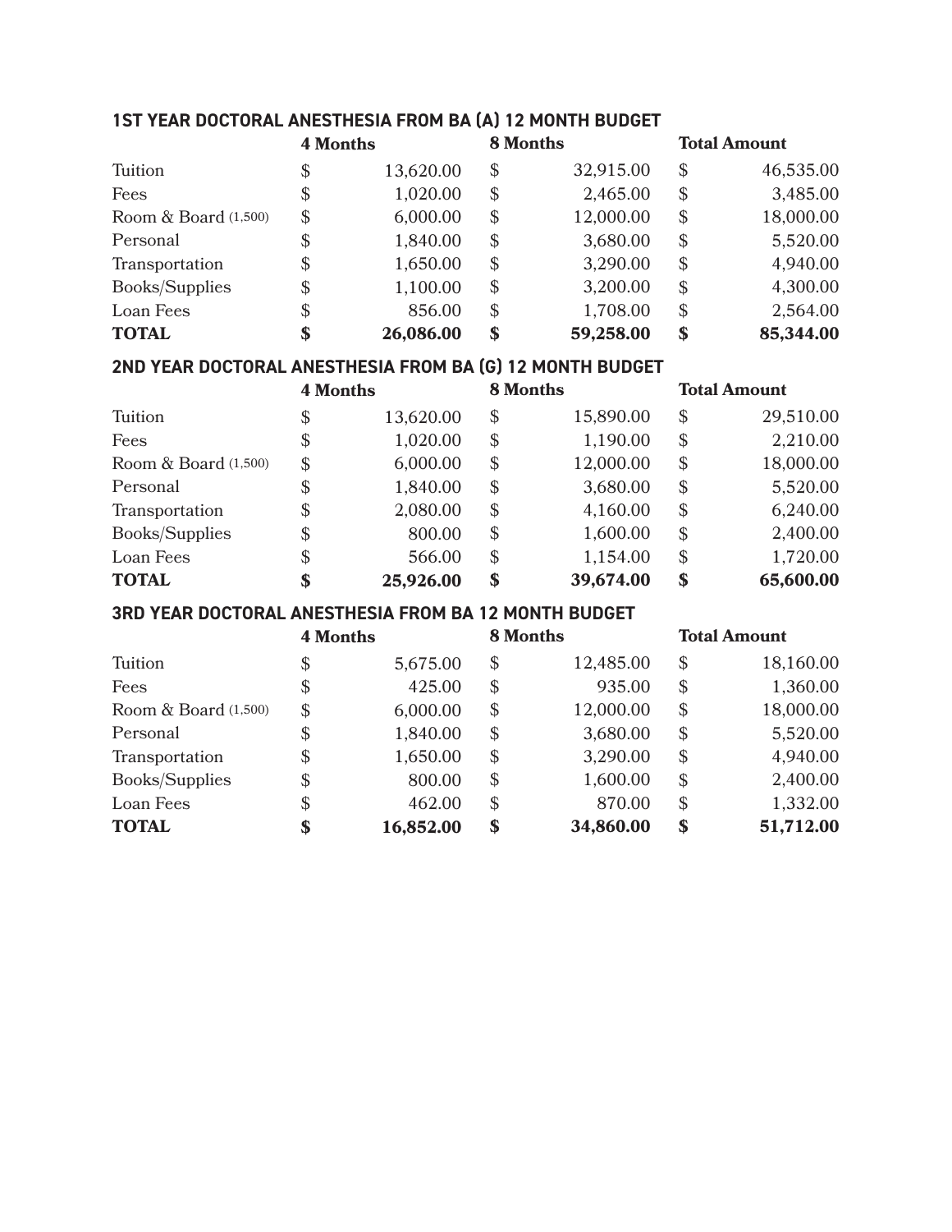### 1ST YEAR DOCTORAL ANESTHESIA FROM BA (A) 12 MONTH BUDGET

| | 4 Months | 8 Months | Total Amount |
|---|---|---|---|
| Tuition | $ 13,620.00 | $ 32,915.00 | $ 46,535.00 |
| Fees | $ 1,020.00 | $ 2,465.00 | $ 3,485.00 |
| Room & Board (1,500) | $ 6,000.00 | $ 12,000.00 | $ 18,000.00 |
| Personal | $ 1,840.00 | $ 3,680.00 | $ 5,520.00 |
| Transportation | $ 1,650.00 | $ 3,290.00 | $ 4,940.00 |
| Books/Supplies | $ 1,100.00 | $ 3,200.00 | $ 4,300.00 |
| Loan Fees | $ 856.00 | $ 1,708.00 | $ 2,564.00 |
| **TOTAL** | **$ 26,086.00** | **$ 59,258.00** | **$ 85,344.00** |

### 2ND YEAR DOCTORAL ANESTHESIA FROM BA (G) 12 MONTH BUDGET

| | 4 Months | 8 Months | Total Amount |
|---|---|---|---|
| Tuition | $ 13,620.00 | $ 15,890.00 | $ 29,510.00 |
| Fees | $ 1,020.00 | $ 1,190.00 | $ 2,210.00 |
| Room & Board (1,500) | $ 6,000.00 | $ 12,000.00 | $ 18,000.00 |
| Personal | $ 1,840.00 | $ 3,680.00 | $ 5,520.00 |
| Transportation | $ 2,080.00 | $ 4,160.00 | $ 6,240.00 |
| Books/Supplies | $ 800.00 | $ 1,600.00 | $ 2,400.00 |
| Loan Fees | $ 566.00 | $ 1,154.00 | $ 1,720.00 |
| **TOTAL** | **$ 25,926.00** | **$ 39,674.00** | **$ 65,600.00** |

### 3RD YEAR DOCTORAL ANESTHESIA FROM BA 12 MONTH BUDGET

| | 4 Months | 8 Months | Total Amount |
|---|---|---|---|
| Tuition | $ 5,675.00 | $ 12,485.00 | $ 18,160.00 |
| Fees | $ 425.00 | $ 935.00 | $ 1,360.00 |
| Room & Board (1,500) | $ 6,000.00 | $ 12,000.00 | $ 18,000.00 |
| Personal | $ 1,840.00 | $ 3,680.00 | $ 5,520.00 |
| Transportation | $ 1,650.00 | $ 3,290.00 | $ 4,940.00 |
| Books/Supplies | $ 800.00 | $ 1,600.00 | $ 2,400.00 |
| Loan Fees | $ 462.00 | $ 870.00 | $ 1,332.00 |
| **TOTAL** | **$ 16,852.00** | **$ 34,860.00** | **$ 51,712.00** |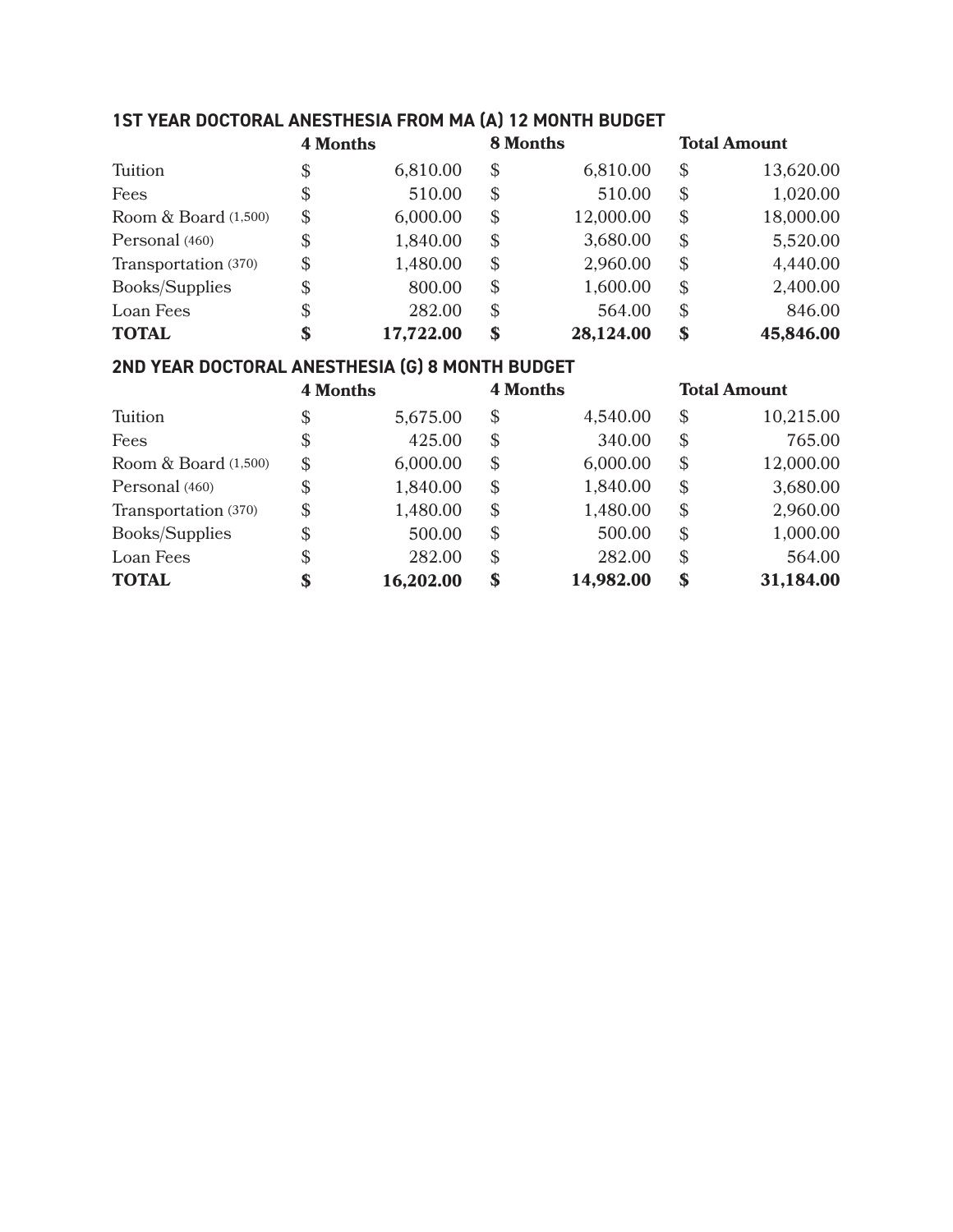## 1ST YEAR DOCTORAL ANESTHESIA FROM MA (A) 12 MONTH BUDGET

| | 4 Months | 8 Months | Total Amount |
|---|---|---|---|
| Tuition | $ 6,810.00 | $ 6,810.00 | $ 13,620.00 |
| Fees | $ 510.00 | $ 510.00 | $ 1,020.00 |
| Room & Board (1,500) | $ 6,000.00 | $ 12,000.00 | $ 18,000.00 |
| Personal (460) | $ 1,840.00 | $ 3,680.00 | $ 5,520.00 |
| Transportation (370) | $ 1,480.00 | $ 2,960.00 | $ 4,440.00 |
| Books/Supplies | $ 800.00 | $ 1,600.00 | $ 2,400.00 |
| Loan Fees | $ 282.00 | $ 564.00 | $ 846.00 |
| **TOTAL** | **$ 17,722.00** | **$ 28,124.00** | **$ 45,846.00** |

## 2ND YEAR DOCTORAL ANESTHESIA (G) 8 MONTH BUDGET

| | 4 Months | 4 Months | Total Amount |
|---|---|---|---|
| Tuition | $ 5,675.00 | $ 4,540.00 | $ 10,215.00 |
| Fees | $ 425.00 | $ 340.00 | $ 765.00 |
| Room & Board (1,500) | $ 6,000.00 | $ 6,000.00 | $ 12,000.00 |
| Personal (460) | $ 1,840.00 | $ 1,840.00 | $ 3,680.00 |
| Transportation (370) | $ 1,480.00 | $ 1,480.00 | $ 2,960.00 |
| Books/Supplies | $ 500.00 | $ 500.00 | $ 1,000.00 |
| Loan Fees | $ 282.00 | $ 282.00 | $ 564.00 |
| **TOTAL** | **$ 16,202.00** | **$ 14,982.00** | **$ 31,184.00** |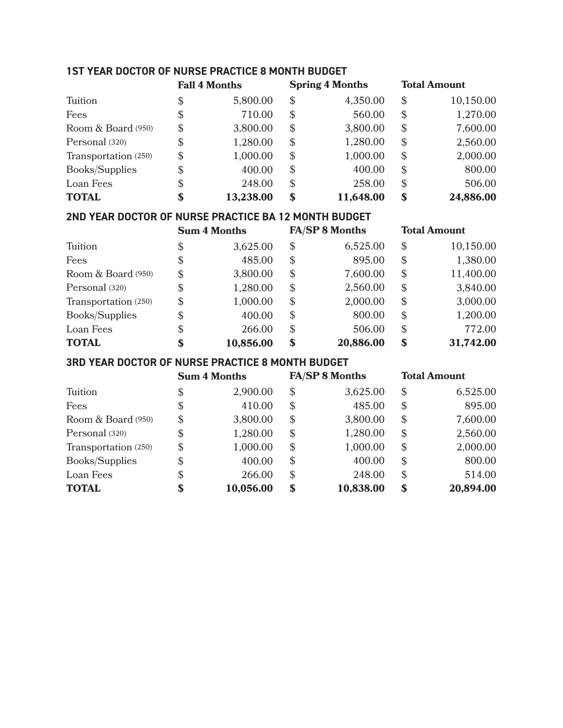### 1ST YEAR DOCTOR OF NURSE PRACTICE 8 MONTH BUDGET

| | Fall 4 Months | Spring 4 Months | Total Amount |
|---|---|---|---|
| Tuition | $ 5,800.00 | $ 4,350.00 | $ 10,150.00 |
| Fees | $ 710.00 | $ 560.00 | $ 1,270.00 |
| Room & Board (950) | $ 3,800.00 | $ 3,800.00 | $ 7,600.00 |
| Personal (320) | $ 1,280.00 | $ 1,280.00 | $ 2,560.00 |
| Transportation (250) | $ 1,000.00 | $ 1,000.00 | $ 2,000.00 |
| Books/Supplies | $ 400.00 | $ 400.00 | $ 800.00 |
| Loan Fees | $ 248.00 | $ 258.00 | $ 506.00 |
| **TOTAL** | **$ 13,238.00** | **$ 11,648.00** | **$ 24,886.00** |

### 2ND YEAR DOCTOR OF NURSE PRACTICE BA 12 MONTH BUDGET

| | Sum 4 Months | FA/SP 8 Months | Total Amount |
|---|---|---|---|
| Tuition | $ 3,625.00 | $ 6,525.00 | $ 10,150.00 |
| Fees | $ 485.00 | $ 895.00 | $ 1,380.00 |
| Room & Board (950) | $ 3,800.00 | $ 7,600.00 | $ 11,400.00 |
| Personal (320) | $ 1,280.00 | $ 2,560.00 | $ 3,840.00 |
| Transportation (250) | $ 1,000.00 | $ 2,000.00 | $ 3,000.00 |
| Books/Supplies | $ 400.00 | $ 800.00 | $ 1,200.00 |
| Loan Fees | $ 266.00 | $ 506.00 | $ 772.00 |
| **TOTAL** | **$ 10,856.00** | **$ 20,886.00** | **$ 31,742.00** |

### 3RD YEAR DOCTOR OF NURSE PRACTICE 8 MONTH BUDGET

| | Sum 4 Months | FA/SP 8 Months | Total Amount |
|---|---|---|---|
| Tuition | $ 2,900.00 | $ 3,625.00 | $ 6,525.00 |
| Fees | $ 410.00 | $ 485.00 | $ 895.00 |
| Room & Board (950) | $ 3,800.00 | $ 3,800.00 | $ 7,600.00 |
| Personal (320) | $ 1,280.00 | $ 1,280.00 | $ 2,560.00 |
| Transportation (250) | $ 1,000.00 | $ 1,000.00 | $ 2,000.00 |
| Books/Supplies | $ 400.00 | $ 400.00 | $ 800.00 |
| Loan Fees | $ 266.00 | $ 248.00 | $ 514.00 |
| **TOTAL** | **$ 10,056.00** | **$ 10,838.00** | **$ 20,894.00** |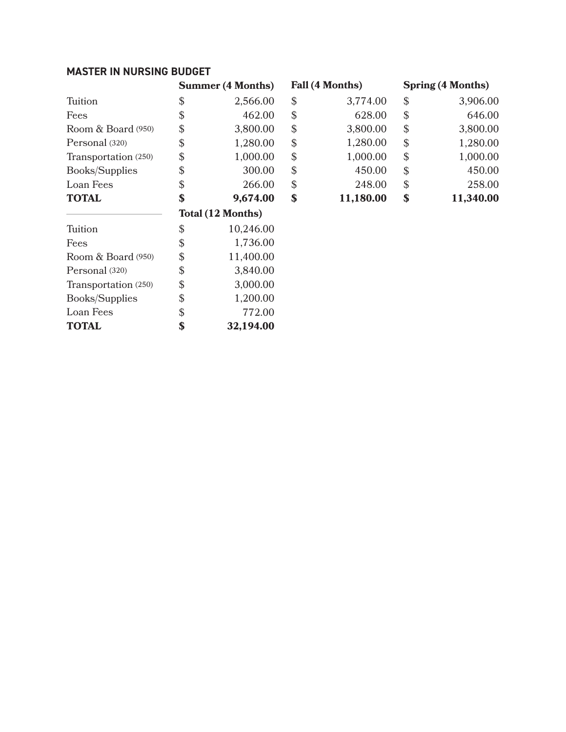## MASTER IN NURSING BUDGET

| | Summer (4 Months) | Fall (4 Months) | Spring (4 Months) |
|---|---|---|---|
| Tuition | $ 2,566.00 | $ 3,774.00 | $ 3,906.00 |
| Fees | $ 462.00 | $ 628.00 | $ 646.00 |
| Room & Board (950) | $ 3,800.00 | $ 3,800.00 | $ 3,800.00 |
| Personal (320) | $ 1,280.00 | $ 1,280.00 | $ 1,280.00 |
| Transportation (250) | $ 1,000.00 | $ 1,000.00 | $ 1,000.00 |
| Books/Supplies | $ 300.00 | $ 450.00 | $ 450.00 |
| Loan Fees | $ 266.00 | $ 248.00 | $ 258.00 |
| **TOTAL** | **$ 9,674.00** | **$ 11,180.00** | **$ 11,340.00** |

| | Total (12 Months) |
|---|---|
| Tuition | $ 10,246.00 |
| Fees | $ 1,736.00 |
| Room & Board (950) | $ 11,400.00 |
| Personal (320) | $ 3,840.00 |
| Transportation (250) | $ 3,000.00 |
| Books/Supplies | $ 1,200.00 |
| Loan Fees | $ 772.00 |
| **TOTAL** | **$ 32,194.00** |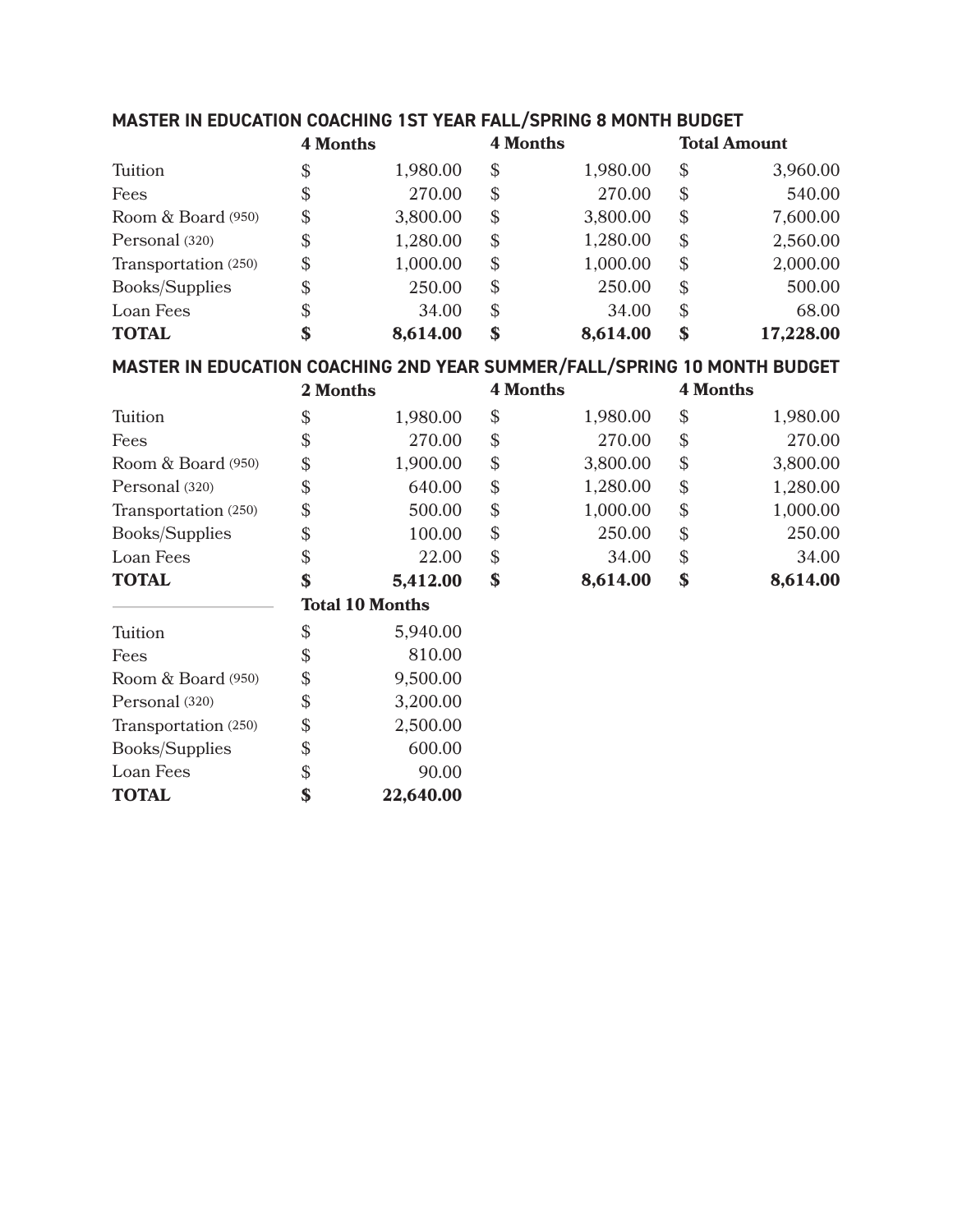## MASTER IN EDUCATION COACHING 1ST YEAR FALL/SPRING 8 MONTH BUDGET

| | 4 Months | 4 Months | Total Amount |
|---|---|---|---|
| Tuition | $ 1,980.00 | $ 1,980.00 | $ 3,960.00 |
| Fees | $ 270.00 | $ 270.00 | $ 540.00 |
| Room & Board (950) | $ 3,800.00 | $ 3,800.00 | $ 7,600.00 |
| Personal (320) | $ 1,280.00 | $ 1,280.00 | $ 2,560.00 |
| Transportation (250) | $ 1,000.00 | $ 1,000.00 | $ 2,000.00 |
| Books/Supplies | $ 250.00 | $ 250.00 | $ 500.00 |
| Loan Fees | $ 34.00 | $ 34.00 | $ 68.00 |
| **TOTAL** | **$ 8,614.00** | **$ 8,614.00** | **$ 17,228.00** |

## MASTER IN EDUCATION COACHING 2ND YEAR SUMMER/FALL/SPRING 10 MONTH BUDGET

| | 2 Months | 4 Months | 4 Months |
|---|---|---|---|
| Tuition | $ 1,980.00 | $ 1,980.00 | $ 1,980.00 |
| Fees | $ 270.00 | $ 270.00 | $ 270.00 |
| Room & Board (950) | $ 1,900.00 | $ 3,800.00 | $ 3,800.00 |
| Personal (320) | $ 640.00 | $ 1,280.00 | $ 1,280.00 |
| Transportation (250) | $ 500.00 | $ 1,000.00 | $ 1,000.00 |
| Books/Supplies | $ 100.00 | $ 250.00 | $ 250.00 |
| Loan Fees | $ 22.00 | $ 34.00 | $ 34.00 |
| **TOTAL** | **$ 5,412.00** | **$ 8,614.00** | **$ 8,614.00** |

| | Total 10 Months |
|---|---|
| Tuition | $ 5,940.00 |
| Fees | $ 810.00 |
| Room & Board (950) | $ 9,500.00 |
| Personal (320) | $ 3,200.00 |
| Transportation (250) | $ 2,500.00 |
| Books/Supplies | $ 600.00 |
| Loan Fees | $ 90.00 |
| **TOTAL** | **$ 22,640.00** |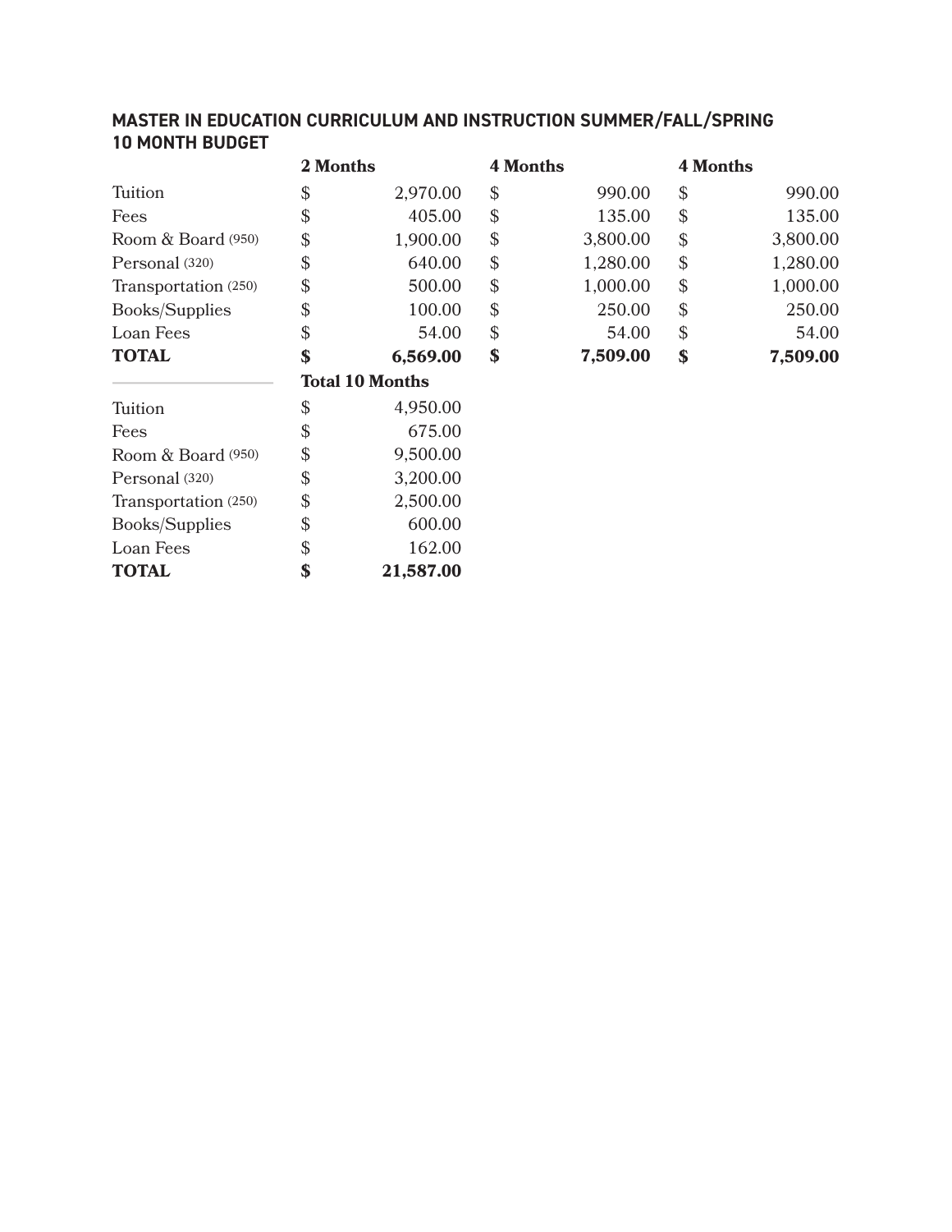## MASTER IN EDUCATION CURRICULUM AND INSTRUCTION SUMMER/FALL/SPRING 10 MONTH BUDGET

| | 2 Months | 4 Months | 4 Months |
|---|---|---|---|
| Tuition | $ 2,970.00 | $ 990.00 | $ 990.00 |
| Fees | $ 405.00 | $ 135.00 | $ 135.00 |
| Room & Board (950) | $ 1,900.00 | $ 3,800.00 | $ 3,800.00 |
| Personal (320) | $ 640.00 | $ 1,280.00 | $ 1,280.00 |
| Transportation (250) | $ 500.00 | $ 1,000.00 | $ 1,000.00 |
| Books/Supplies | $ 100.00 | $ 250.00 | $ 250.00 |
| Loan Fees | $ 54.00 | $ 54.00 | $ 54.00 |
| **TOTAL** | **$ 6,569.00** | **$ 7,509.00** | **$ 7,509.00** |

| | Total 10 Months |
|---|---|
| Tuition | $ 4,950.00 |
| Fees | $ 675.00 |
| Room & Board (950) | $ 9,500.00 |
| Personal (320) | $ 3,200.00 |
| Transportation (250) | $ 2,500.00 |
| Books/Supplies | $ 600.00 |
| Loan Fees | $ 162.00 |
| **TOTAL** | **$ 21,587.00** |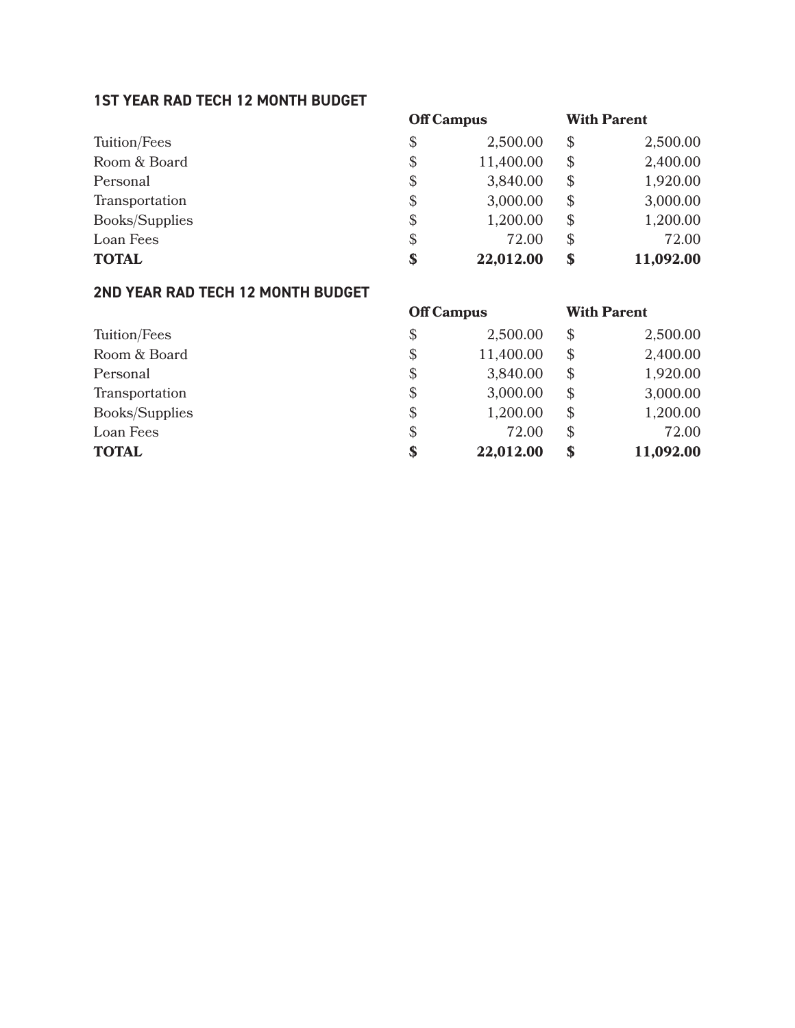## 1ST YEAR RAD TECH 12 MONTH BUDGET

| | Off Campus | With Parent |
|---|---|---|
| Tuition/Fees | $ 2,500.00 | $ 2,500.00 |
| Room & Board | $ 11,400.00 | $ 2,400.00 |
| Personal | $ 3,840.00 | $ 1,920.00 |
| Transportation | $ 3,000.00 | $ 3,000.00 |
| Books/Supplies | $ 1,200.00 | $ 1,200.00 |
| Loan Fees | $ 72.00 | $ 72.00 |
| **TOTAL** | **$ 22,012.00** | **$ 11,092.00** |

## 2ND YEAR RAD TECH 12 MONTH BUDGET

| | Off Campus | With Parent |
|---|---|---|
| Tuition/Fees | $ 2,500.00 | $ 2,500.00 |
| Room & Board | $ 11,400.00 | $ 2,400.00 |
| Personal | $ 3,840.00 | $ 1,920.00 |
| Transportation | $ 3,000.00 | $ 3,000.00 |
| Books/Supplies | $ 1,200.00 | $ 1,200.00 |
| Loan Fees | $ 72.00 | $ 72.00 |
| **TOTAL** | **$ 22,012.00** | **$ 11,092.00** |